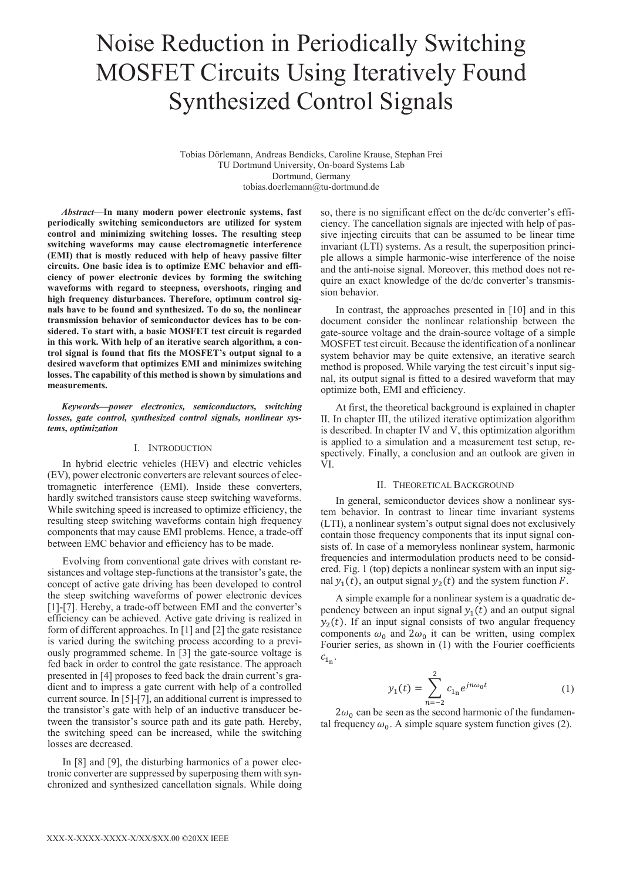# Noise Reduction in Periodically Switching MOSFET Circuits Using Iteratively Found Synthesized Control Signals

Tobias Dörlemann, Andreas Bendicks, Caroline Krause, Stephan Frei
TU Dortmund University, On-board Systems Lab
Dortmund, Germany
tobias.doerlemann@tu-dortmund.de

***Abstract*—In many modern power electronic systems, fast periodically switching semiconductors are utilized for system control and minimizing switching losses. The resulting steep switching waveforms may cause electromagnetic interference (EMI) that is mostly reduced with help of heavy passive filter circuits. One basic idea is to optimize EMC behavior and efficiency of power electronic devices by forming the switching waveforms with regard to steepness, overshoots, ringing and high frequency disturbances. Therefore, optimum control signals have to be found and synthesized. To do so, the nonlinear transmission behavior of semiconductor devices has to be considered. To start with, a basic MOSFET test circuit is regarded in this work. With help of an iterative search algorithm, a control signal is found that fits the MOSFET's output signal to a desired waveform that optimizes EMI and minimizes switching losses. The capability of this method is shown by simulations and measurements.**

***Keywords—power electronics, semiconductors, switching losses, gate control, synthesized control signals, nonlinear systems, optimization***

## I. Introduction

In hybrid electric vehicles (HEV) and electric vehicles (EV), power electronic converters are relevant sources of electromagnetic interference (EMI). Inside these converters, hardly switched transistors cause steep switching waveforms. While switching speed is increased to optimize efficiency, the resulting steep switching waveforms contain high frequency components that may cause EMI problems. Hence, a trade-off between EMC behavior and efficiency has to be made.

Evolving from conventional gate drives with constant resistances and voltage step-functions at the transistor's gate, the concept of active gate driving has been developed to control the steep switching waveforms of power electronic devices [1]-[7]. Hereby, a trade-off between EMI and the converter's efficiency can be achieved. Active gate driving is realized in form of different approaches. In [1] and [2] the gate resistance is varied during the switching process according to a previously programmed scheme. In [3] the gate-source voltage is fed back in order to control the gate resistance. The approach presented in [4] proposes to feed back the drain current's gradient and to impress a gate current with help of a controlled current source. In [5]-[7], an additional current is impressed to the transistor's gate with help of an inductive transducer between the transistor's source path and its gate path. Hereby, the switching speed can be increased, while the switching losses are decreased.

In [8] and [9], the disturbing harmonics of a power electronic converter are suppressed by superposing them with synchronized and synthesized cancellation signals. While doing so, there is no significant effect on the dc/dc converter's efficiency. The cancellation signals are injected with help of passive injecting circuits that can be assumed to be linear time invariant (LTI) systems. As a result, the superposition principle allows a simple harmonic-wise interference of the noise and the anti-noise signal. Moreover, this method does not require an exact knowledge of the dc/dc converter's transmission behavior.

In contrast, the approaches presented in [10] and in this document consider the nonlinear relationship between the gate-source voltage and the drain-source voltage of a simple MOSFET test circuit. Because the identification of a nonlinear system behavior may be quite extensive, an iterative search method is proposed. While varying the test circuit's input signal, its output signal is fitted to a desired waveform that may optimize both, EMI and efficiency.

At first, the theoretical background is explained in chapter II. In chapter III, the utilized iterative optimization algorithm is described. In chapter IV and V, this optimization algorithm is applied to a simulation and a measurement test setup, respectively. Finally, a conclusion and an outlook are given in VI.

## II. Theoretical Background

In general, semiconductor devices show a nonlinear system behavior. In contrast to linear time invariant systems (LTI), a nonlinear system's output signal does not exclusively contain those frequency components that its input signal consists of. In case of a memoryless nonlinear system, harmonic frequencies and intermodulation products need to be considered. Fig. 1 (top) depicts a nonlinear system with an input signal $y_1(t)$, an output signal $y_2(t)$ and the system function $F$.

A simple example for a nonlinear system is a quadratic dependency between an input signal $y_1(t)$ and an output signal $y_2(t)$. If an input signal consists of two angular frequency components $\omega_0$ and $2\omega_0$ it can be written, using complex Fourier series, as shown in (1) with the Fourier coefficients $c_{1_n}$.

$$y_1(t) = \sum_{n=-2}^{2} c_{1_n} e^{jn\omega_0 t} \tag{1}$$

$2\omega_0$ can be seen as the second harmonic of the fundamental frequency $\omega_0$. A simple square system function gives (2).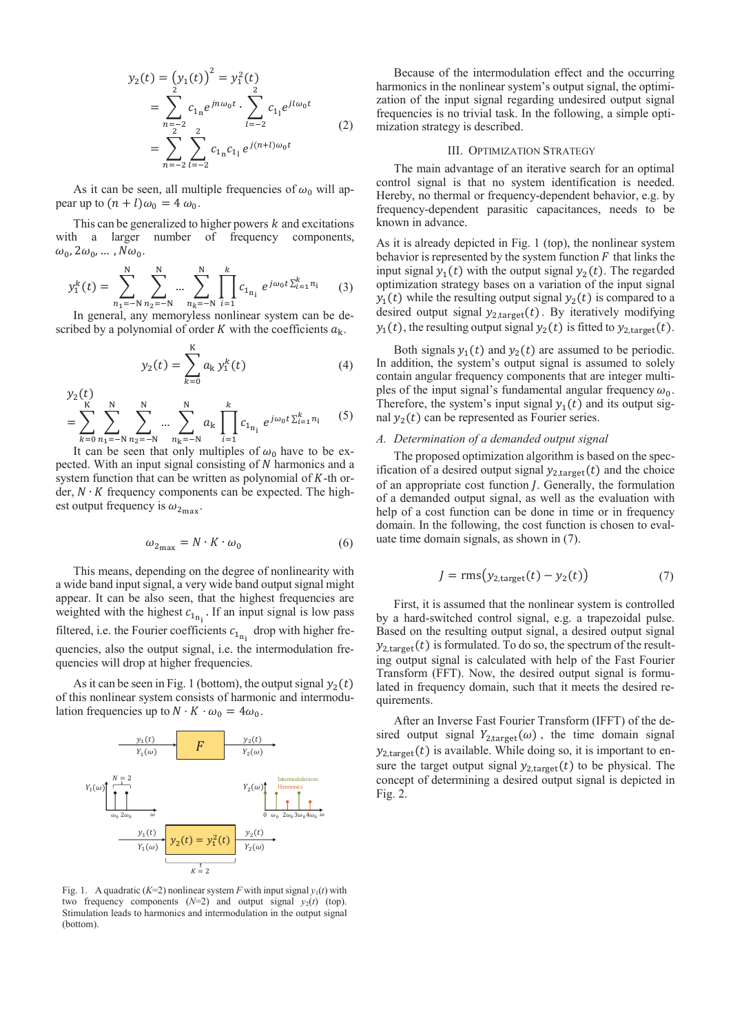$$
\begin{aligned}
y_2(t) &= \left(y_1(t)\right)^2 = y_1^2(t) \\
&= \sum_{n=-2}^{2} c_{1_n} e^{jn\omega_0 t} \cdot \sum_{l=-2}^{2} c_{1_l} e^{jl\omega_0 t} \\
&= \sum_{n=-2}^{2} \sum_{l=-2}^{2} c_{1_n} c_{1_l} \, e^{j(n+l)\omega_0 t}
\end{aligned} \tag{2}
$$

As it can be seen, all multiple frequencies of $\omega_0$ will appear up to $(n + l)\omega_0 = 4\,\omega_0$.

This can be generalized to higher powers $k$ and excitations with a larger number of frequency components, $\omega_0, 2\omega_0, \ldots, N\omega_0$.

$$
y_1^k(t) = \sum_{n_1=-N}^{N} \sum_{n_2=-N}^{N} \ldots \sum_{n_k=-N}^{N} \prod_{i=1}^{k} c_{1_{n_i}} \, e^{j\omega_0 t \sum_{i=1}^{k} n_i} \tag{3}
$$

In general, any memoryless nonlinear system can be described by a polynomial of order $K$ with the coefficients $a_k$.

$$
y_2(t) = \sum_{k=0}^{K} a_k \, y_1^k(t) \tag{4}
$$

$$
y_2(t) = \sum_{k=0}^{K} \sum_{n_1=-N}^{N} \sum_{n_2=-N}^{N} \ldots \sum_{n_k=-N}^{N} a_k \prod_{i=1}^{k} c_{1_{n_i}} \, e^{j\omega_0 t \sum_{i=1}^{k} n_i} \tag{5}
$$

It can be seen that only multiples of $\omega_0$ have to be expected. With an input signal consisting of $N$ harmonics and a system function that can be written as polynomial of $K$-th order, $N \cdot K$ frequency components can be expected. The highest output frequency is $\omega_{2_{\max}}$.

$$
\omega_{2_{\max}} = N \cdot K \cdot \omega_0 \tag{6}
$$

This means, depending on the degree of nonlinearity with a wide band input signal, a very wide band output signal might appear. It can be also seen, that the highest frequencies are weighted with the highest $c_{1_{n_i}}$. If an input signal is low pass filtered, i.e. the Fourier coefficients $c_{1_{n_i}}$ drop with higher frequencies, also the output signal, i.e. the intermodulation frequencies will drop at higher frequencies.

As it can be seen in Fig. 1 (bottom), the output signal $y_2(t)$ of this nonlinear system consists of harmonic and intermodulation frequencies up to $N \cdot K \cdot \omega_0 = 4\omega_0$.

Fig. 1. A quadratic ($K$=2) nonlinear system $F$ with input signal $y_1(t)$ with two frequency components ($N$=2) and output signal $y_2(t)$ (top). Stimulation leads to harmonics and intermodulation in the output signal (bottom).

Because of the intermodulation effect and the occurring harmonics in the nonlinear system's output signal, the optimization of the input signal regarding undesired output signal frequencies is no trivial task. In the following, a simple optimization strategy is described.

## III. Optimization Strategy

The main advantage of an iterative search for an optimal control signal is that no system identification is needed. Hereby, no thermal or frequency-dependent behavior, e.g. by frequency-dependent parasitic capacitances, needs to be known in advance.

As it is already depicted in Fig. 1 (top), the nonlinear system behavior is represented by the system function $F$ that links the input signal $y_1(t)$ with the output signal $y_2(t)$. The regarded optimization strategy bases on a variation of the input signal $y_1(t)$ while the resulting output signal $y_2(t)$ is compared to a desired output signal $y_{2,\text{target}}(t)$. By iteratively modifying $y_1(t)$, the resulting output signal $y_2(t)$ is fitted to $y_{2,\text{target}}(t)$.

Both signals $y_1(t)$ and $y_2(t)$ are assumed to be periodic. In addition, the system's output signal is assumed to solely contain angular frequency components that are integer multiples of the input signal's fundamental angular frequency $\omega_0$. Therefore, the system's input signal $y_1(t)$ and its output signal $y_2(t)$ can be represented as Fourier series.

### A. Determination of a demanded output signal

The proposed optimization algorithm is based on the specification of a desired output signal $y_{2,\text{target}}(t)$ and the choice of an appropriate cost function $J$. Generally, the formulation of a demanded output signal, as well as the evaluation with help of a cost function can be done in time or in frequency domain. In the following, the cost function is chosen to evaluate time domain signals, as shown in (7).

$$
J = \text{rms}\left(y_{2,\text{target}}(t) - y_2(t)\right) \tag{7}
$$

First, it is assumed that the nonlinear system is controlled by a hard-switched control signal, e.g. a trapezoidal pulse. Based on the resulting output signal, a desired output signal $y_{2,\text{target}}(t)$ is formulated. To do so, the spectrum of the resulting output signal is calculated with help of the Fast Fourier Transform (FFT). Now, the desired output signal is formulated in frequency domain, such that it meets the desired requirements.

After an Inverse Fast Fourier Transform (IFFT) of the desired output signal $Y_{2,\text{target}}(\omega)$, the time domain signal $y_{2,\text{target}}(t)$ is available. While doing so, it is important to ensure the target output signal $y_{2,\text{target}}(t)$ to be physical. The concept of determining a desired output signal is depicted in Fig. 2.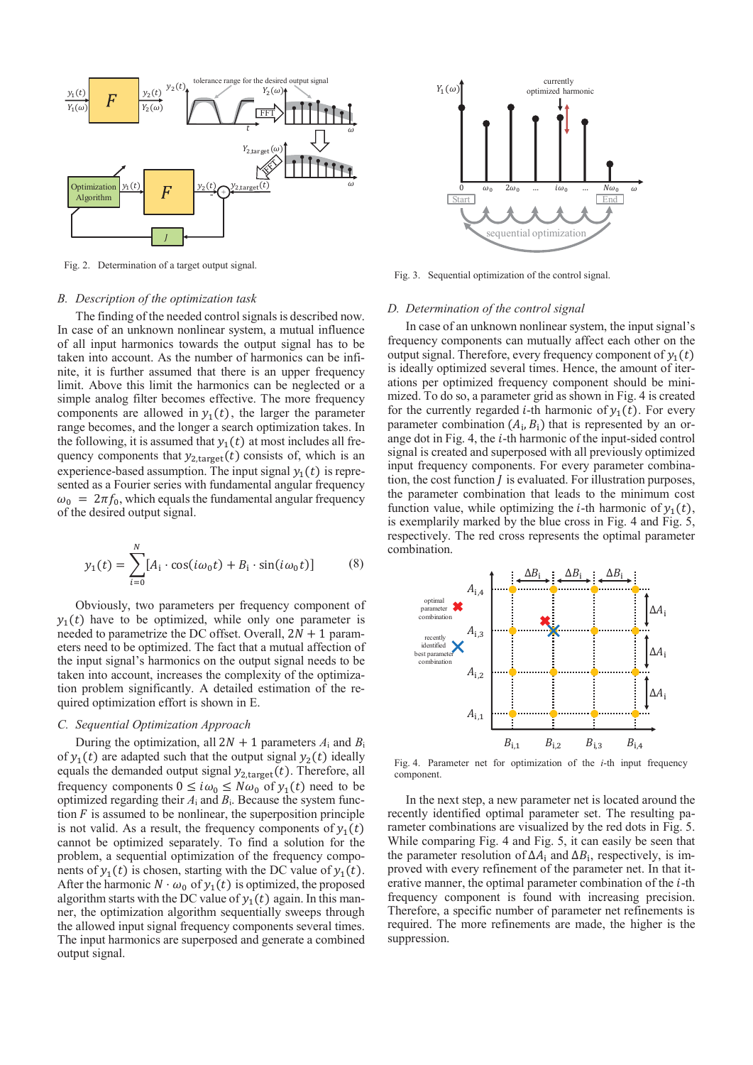Fig. 2. Determination of a target output signal.

Fig. 3. Sequential optimization of the control signal.

### B. Description of the optimization task

The finding of the needed control signals is described now. In case of an unknown nonlinear system, a mutual influence of all input harmonics towards the output signal has to be taken into account. As the number of harmonics can be infinite, it is further assumed that there is an upper frequency limit. Above this limit the harmonics can be neglected or a simple analog filter becomes effective. The more frequency components are allowed in $y_1(t)$, the larger the parameter range becomes, and the longer a search optimization takes. In the following, it is assumed that $y_1(t)$ at most includes all frequency components that $y_{2,\mathrm{target}}(t)$ consists of, which is an experience-based assumption. The input signal $y_1(t)$ is represented as a Fourier series with fundamental angular frequency $\omega_0 = 2\pi f_0$, which equals the fundamental angular frequency of the desired output signal.

$$y_1(t) = \sum_{i=0}^{N} [A_\mathrm{i} \cdot \cos(i\omega_0 t) + B_\mathrm{i} \cdot \sin(i\omega_0 t)] \tag{8}$$

Obviously, two parameters per frequency component of $y_1(t)$ have to be optimized, while only one parameter is needed to parametrize the DC offset. Overall, $2N + 1$ parameters need to be optimized. The fact that a mutual affection of the input signal's harmonics on the output signal has to be taken into account, increases the complexity of the optimization problem significantly. A detailed estimation of the required optimization effort is shown in E.

### C. Sequential Optimization Approach

During the optimization, all $2N + 1$ parameters $A_\mathrm{i}$ and $B_\mathrm{i}$ of $y_1(t)$ are adapted such that the output signal $y_2(t)$ ideally equals the demanded output signal $y_{2,\mathrm{target}}(t)$. Therefore, all frequency components $0 \leq i\omega_0 \leq N\omega_0$ of $y_1(t)$ need to be optimized regarding their $A_\mathrm{i}$ and $B_\mathrm{i}$. Because the system function $F$ is assumed to be nonlinear, the superposition principle is not valid. As a result, the frequency components of $y_1(t)$ cannot be optimized separately. To find a solution for the problem, a sequential optimization of the frequency components of $y_1(t)$ is chosen, starting with the DC value of $y_1(t)$. After the harmonic $N \cdot \omega_0$ of $y_1(t)$ is optimized, the proposed algorithm starts with the DC value of $y_1(t)$ again. In this manner, the optimization algorithm sequentially sweeps through the allowed input signal frequency components several times. The input harmonics are superposed and generate a combined output signal.

### D. Determination of the control signal

In case of an unknown nonlinear system, the input signal's frequency components can mutually affect each other on the output signal. Therefore, every frequency component of $y_1(t)$ is ideally optimized several times. Hence, the amount of iterations per optimized frequency component should be minimized. To do so, a parameter grid as shown in Fig. 4 is created for the currently regarded $i$-th harmonic of $y_1(t)$. For every parameter combination $(A_\mathrm{i}, B_\mathrm{i})$ that is represented by an orange dot in Fig. 4, the $i$-th harmonic of the input-sided control signal is created and superposed with all previously optimized input frequency components. For every parameter combination, the cost function $J$ is evaluated. For illustration purposes, the parameter combination that leads to the minimum cost function value, while optimizing the $i$-th harmonic of $y_1(t)$, is exemplarily marked by the blue cross in Fig. 4 and Fig. 5, respectively. The red cross represents the optimal parameter combination.

Fig. 4. Parameter net for optimization of the $i$-th input frequency component.

In the next step, a new parameter net is located around the recently identified optimal parameter set. The resulting parameter combinations are visualized by the red dots in Fig. 5. While comparing Fig. 4 and Fig. 5, it can easily be seen that the parameter resolution of $\Delta A_\mathrm{i}$ and $\Delta B_\mathrm{i}$, respectively, is improved with every refinement of the parameter net. In that iterative manner, the optimal parameter combination of the $i$-th frequency component is found with increasing precision. Therefore, a specific number of parameter net refinements is required. The more refinements are made, the higher is the suppression.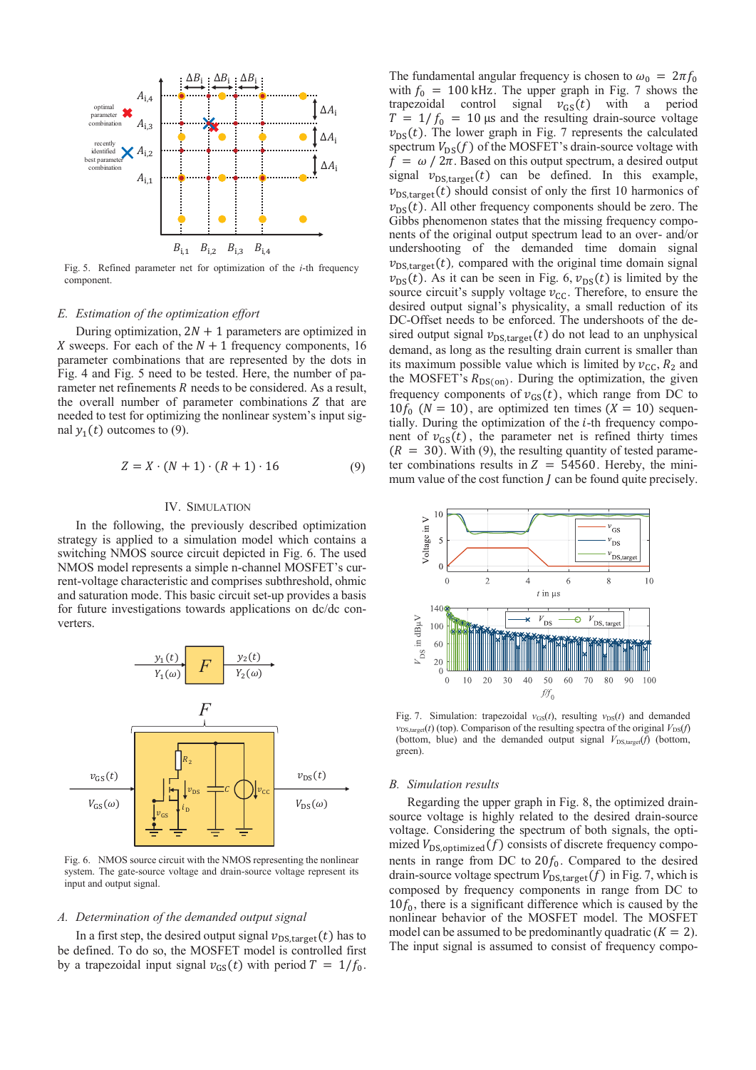Fig. 5. Refined parameter net for optimization of the $i$-th frequency component.

### E. Estimation of the optimization effort

During optimization, $2N+1$ parameters are optimized in $X$ sweeps. For each of the $N+1$ frequency components, 16 parameter combinations that are represented by the dots in Fig. 4 and Fig. 5 need to be tested. Here, the number of parameter net refinements $R$ needs to be considered. As a result, the overall number of parameter combinations $Z$ that are needed to test for optimizing the nonlinear system's input signal $y_1(t)$ outcomes to (9).

$$Z = X \cdot (N+1) \cdot (R+1) \cdot 16 \tag{9}$$

## IV. Simulation

In the following, the previously described optimization strategy is applied to a simulation model which contains a switching NMOS source circuit depicted in Fig. 6. The used NMOS model represents a simple n-channel MOSFET's current-voltage characteristic and comprises subthreshold, ohmic and saturation mode. This basic circuit set-up provides a basis for future investigations towards applications on dc/dc converters.

Fig. 6. NMOS source circuit with the NMOS representing the nonlinear system. The gate-source voltage and drain-source voltage represent its input and output signal.

### A. Determination of the demanded output signal

In a first step, the desired output signal $v_{\mathrm{DS,target}}(t)$ has to be defined. To do so, the MOSFET model is controlled first by a trapezoidal input signal $v_{\mathrm{GS}}(t)$ with period $T = 1/f_0$. The fundamental angular frequency is chosen to $\omega_0 = 2\pi f_0$ with $f_0 = 100\,\mathrm{kHz}$. The upper graph in Fig. 7 shows the trapezoidal control signal $v_{\mathrm{GS}}(t)$ with a period $T = 1/f_0 = 10\,\mu\mathrm{s}$ and the resulting drain-source voltage $v_{\mathrm{DS}}(t)$. The lower graph in Fig. 7 represents the calculated spectrum $V_{\mathrm{DS}}(f)$ of the MOSFET's drain-source voltage with $f = \omega / 2\pi$. Based on this output spectrum, a desired output signal $v_{\mathrm{DS,target}}(t)$ can be defined. In this example, $v_{\mathrm{DS,target}}(t)$ should consist of only the first 10 harmonics of $v_{\mathrm{DS}}(t)$. All other frequency components should be zero. The Gibbs phenomenon states that the missing frequency components of the original output spectrum lead to an over- and/or undershooting of the demanded time domain signal $v_{\mathrm{DS,target}}(t)$, compared with the original time domain signal $v_{\mathrm{DS}}(t)$. As it can be seen in Fig. 6, $v_{\mathrm{DS}}(t)$ is limited by the source circuit's supply voltage $v_{\mathrm{CC}}$. Therefore, to ensure the desired output signal's physicality, a small reduction of its DC-Offset needs to be enforced. The undershoots of the desired output signal $v_{\mathrm{DS,target}}(t)$ do not lead to an unphysical demand, as long as the resulting drain current is smaller than its maximum possible value which is limited by $v_{\mathrm{CC}}$, $R_2$ and the MOSFET's $R_{\mathrm{DS(on)}}$. During the optimization, the given frequency components of $v_{\mathrm{GS}}(t)$, which range from DC to $10f_0$ ($N = 10$), are optimized ten times ($X = 10$) sequentially. During the optimization of the $i$-th frequency component of $v_{\mathrm{GS}}(t)$, the parameter net is refined thirty times ($R = 30$). With (9), the resulting quantity of tested parameter combinations results in $Z = 54560$. Hereby, the minimum value of the cost function $J$ can be found quite precisely.

Fig. 7. Simulation: trapezoidal $v_{\mathrm{GS}}(t)$, resulting $v_{\mathrm{DS}}(t)$ and demanded $v_{\mathrm{DS,target}}(t)$ (top). Comparison of the resulting spectra of the original $V_{\mathrm{DS}}(f)$ (bottom, blue) and the demanded output signal $V_{\mathrm{DS,target}}(f)$ (bottom, green).

### B. Simulation results

Regarding the upper graph in Fig. 8, the optimized drain-source voltage is highly related to the desired drain-source voltage. Considering the spectrum of both signals, the optimized $V_{\mathrm{DS,optimized}}(f)$ consists of discrete frequency components in range from DC to $20f_0$. Compared to the desired drain-source voltage spectrum $V_{\mathrm{DS,target}}(f)$ in Fig. 7, which is composed by frequency components in range from DC to $10f_0$, there is a significant difference which is caused by the nonlinear behavior of the MOSFET model. The MOSFET model can be assumed to be predominantly quadratic ($K = 2$). The input signal is assumed to consist of frequency compo-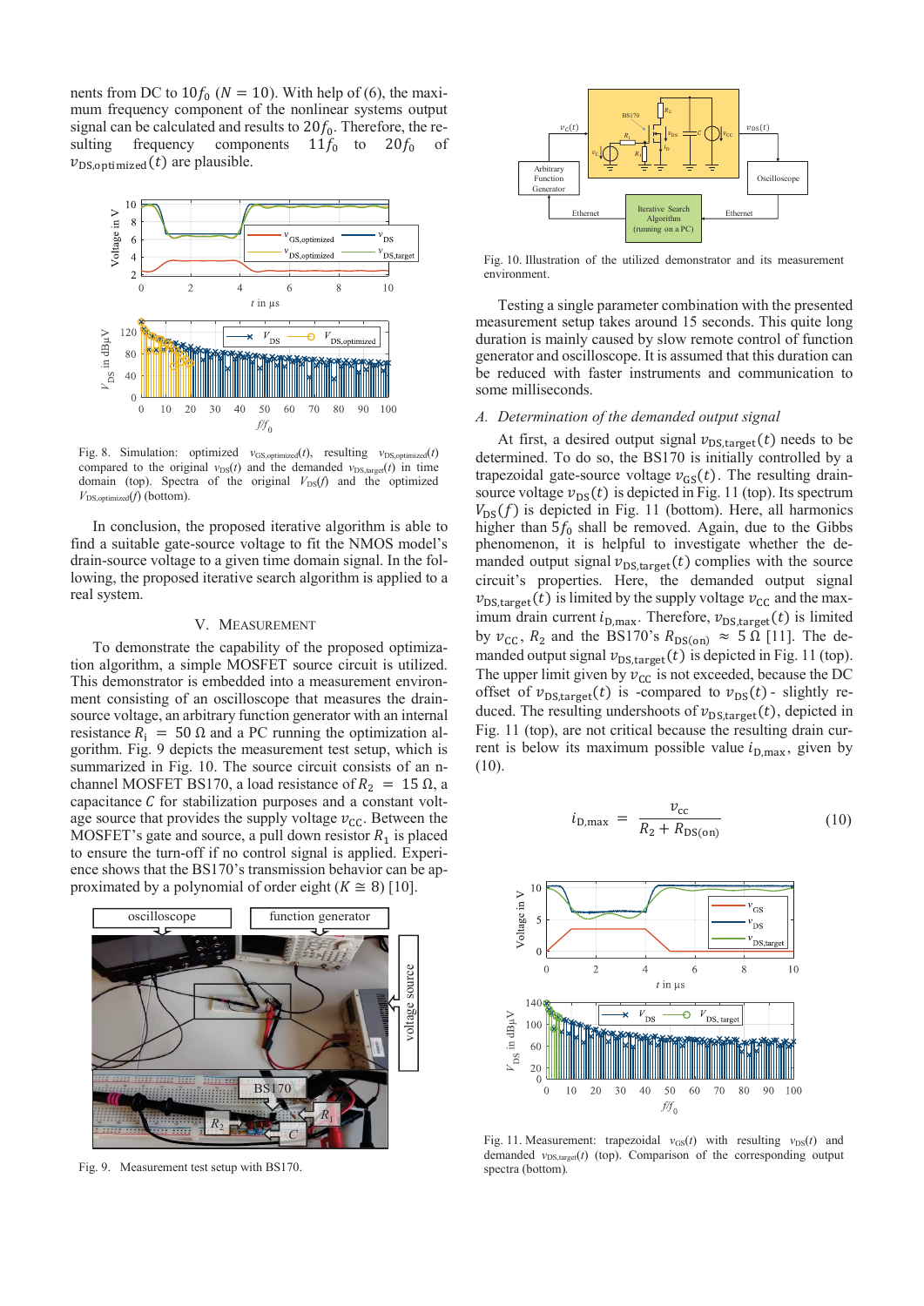nents from DC to $10f_0$ ($N = 10$). With help of (6), the maximum frequency component of the nonlinear systems output signal can be calculated and results to $20f_0$. Therefore, the resulting frequency components $11f_0$ to $20f_0$ of $v_{\text{DS,optimized}}(t)$ are plausible.

Fig. 8. Simulation: optimized $v_{\text{GS,optimized}}(t)$, resulting $v_{\text{DS,optimized}}(t)$ compared to the original $v_{\text{DS}}(t)$ and the demanded $v_{\text{DS,target}}(t)$ in time domain (top). Spectra of the original $V_{\text{DS}}(f)$ and the optimized $V_{\text{DS,optimized}}(f)$ (bottom).

In conclusion, the proposed iterative algorithm is able to find a suitable gate-source voltage to fit the NMOS model's drain-source voltage to a given time domain signal. In the following, the proposed iterative search algorithm is applied to a real system.

## V. Measurement

To demonstrate the capability of the proposed optimization algorithm, a simple MOSFET source circuit is utilized. This demonstrator is embedded into a measurement environment consisting of an oscilloscope that measures the drain-source voltage, an arbitrary function generator with an internal resistance $R_\text{i} = 50\ \Omega$ and a PC running the optimization algorithm. Fig. 9 depicts the measurement test setup, which is summarized in Fig. 10. The source circuit consists of an n-channel MOSFET BS170, a load resistance of $R_2 = 15\ \Omega$, a capacitance $C$ for stabilization purposes and a constant voltage source that provides the supply voltage $v_{\text{CC}}$. Between the MOSFET's gate and source, a pull down resistor $R_1$ is placed to ensure the turn-off if no control signal is applied. Experience shows that the BS170's transmission behavior can be approximated by a polynomial of order eight ($K \cong 8$) [10].

Fig. 9. Measurement test setup with BS170.

Fig. 10. Illustration of the utilized demonstrator and its measurement environment.

Testing a single parameter combination with the presented measurement setup takes around 15 seconds. This quite long duration is mainly caused by slow remote control of function generator and oscilloscope. It is assumed that this duration can be reduced with faster instruments and communication to some milliseconds.

### A. Determination of the demanded output signal

At first, a desired output signal $v_{\text{DS,target}}(t)$ needs to be determined. To do so, the BS170 is initially controlled by a trapezoidal gate-source voltage $v_{\text{GS}}(t)$. The resulting drain-source voltage $v_{\text{DS}}(t)$ is depicted in Fig. 11 (top). Its spectrum $V_{\text{DS}}(f)$ is depicted in Fig. 11 (bottom). Here, all harmonics higher than $5f_0$ shall be removed. Again, due to the Gibbs phenomenon, it is helpful to investigate whether the demanded output signal $v_{\text{DS,target}}(t)$ complies with the source circuit's properties. Here, the demanded output signal $v_{\text{DS,target}}(t)$ is limited by the supply voltage $v_{\text{CC}}$ and the maximum drain current $i_{\text{D,max}}$. Therefore, $v_{\text{DS,target}}(t)$ is limited by $v_{\text{CC}}$, $R_2$ and the BS170's $R_{\text{DS(on)}} \approx 5\ \Omega$ [11]. The demanded output signal $v_{\text{DS,target}}(t)$ is depicted in Fig. 11 (top). The upper limit given by $v_{\text{CC}}$ is not exceeded, because the DC offset of $v_{\text{DS,target}}(t)$ is -compared to $v_{\text{DS}}(t)$- slightly reduced. The resulting undershoots of $v_{\text{DS,target}}(t)$, depicted in Fig. 11 (top), are not critical because the resulting drain current is below its maximum possible value $i_{\text{D,max}}$, given by (10).

$$i_{\text{D,max}} = \frac{v_{\text{cc}}}{R_2 + R_{\text{DS(on)}}} \tag{10}$$

Fig. 11. Measurement: trapezoidal $v_{\text{GS}}(t)$ with resulting $v_{\text{DS}}(t)$ and demanded $v_{\text{DS,target}}(t)$ (top). Comparison of the corresponding output spectra (bottom).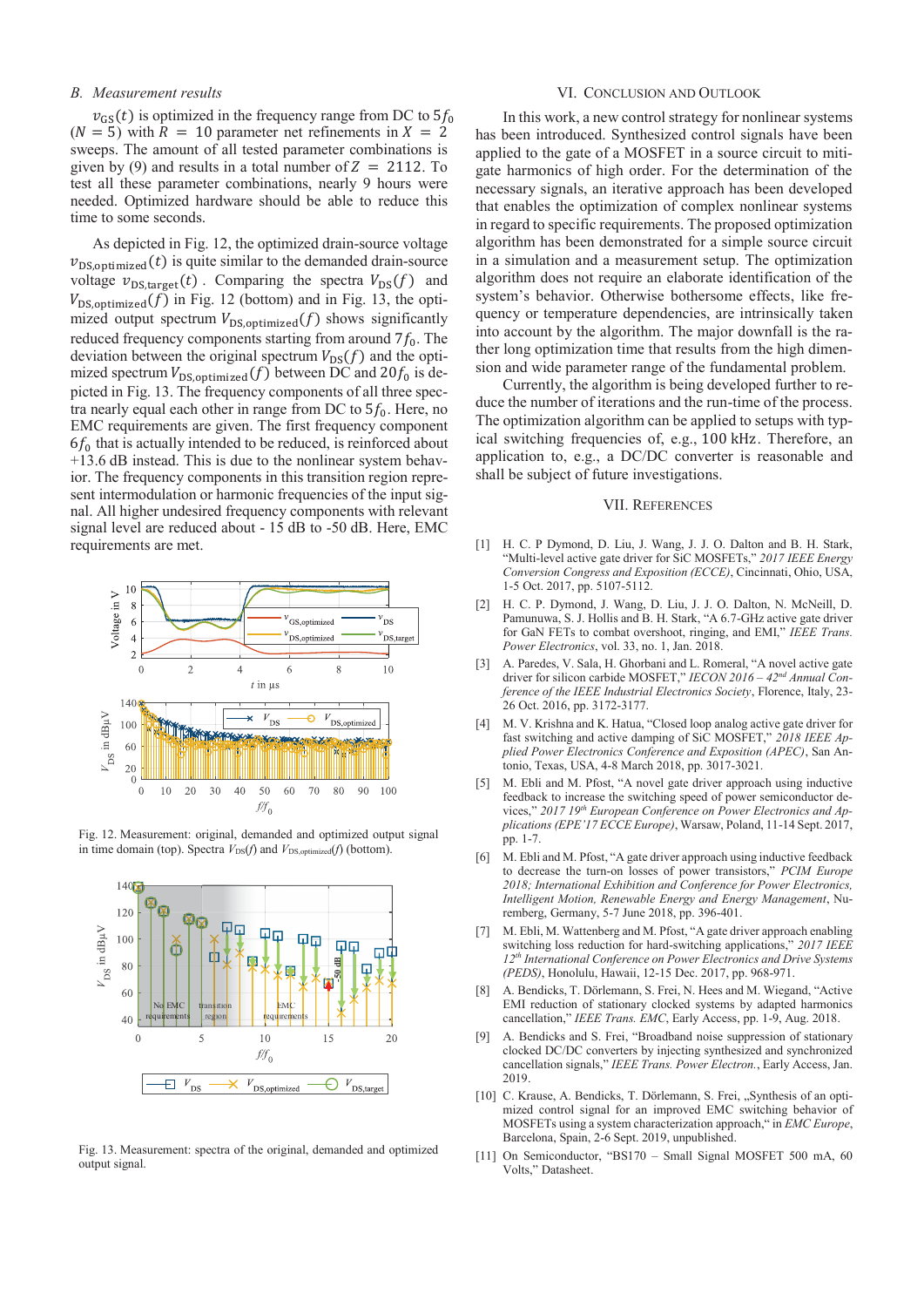### B. Measurement results

$v_{\mathrm{GS}}(t)$ is optimized in the frequency range from DC to $5f_0$ ($N = 5$) with $R = 10$ parameter net refinements in $X = 2$ sweeps. The amount of all tested parameter combinations is given by (9) and results in a total number of $Z = 2112$. To test all these parameter combinations, nearly 9 hours were needed. Optimized hardware should be able to reduce this time to some seconds.

As depicted in Fig. 12, the optimized drain-source voltage $v_{\mathrm{DS,optimized}}(t)$ is quite similar to the demanded drain-source voltage $v_{\mathrm{DS,target}}(t)$. Comparing the spectra $V_{\mathrm{DS}}(f)$ and $V_{\mathrm{DS,optimized}}(f)$ in Fig. 12 (bottom) and in Fig. 13, the optimized output spectrum $V_{\mathrm{DS,optimized}}(f)$ shows significantly reduced frequency components starting from around $7f_0$. The deviation between the original spectrum $V_{\mathrm{DS}}(f)$ and the optimized spectrum $V_{\mathrm{DS,optimized}}(f)$ between DC and $20f_0$ is depicted in Fig. 13. The frequency components of all three spectra nearly equal each other in range from DC to $5f_0$. Here, no EMC requirements are given. The first frequency component $6f_0$ that is actually intended to be reduced, is reinforced about +13.6 dB instead. This is due to the nonlinear system behavior. The frequency components in this transition region represent intermodulation or harmonic frequencies of the input signal. All higher undesired frequency components with relevant signal level are reduced about - 15 dB to -50 dB. Here, EMC requirements are met.

Voltage in V
$v_{\mathrm{GS,optimized}}$ $v_{\mathrm{DS}}$ $v_{\mathrm{DS,optimized}}$ $v_{\mathrm{DS,target}}$
$t$ in µs

$V_{\mathrm{DS}}$ in dBµV
$V_{\mathrm{DS}}$ $V_{\mathrm{DS,optimized}}$
$f/f_0$

Fig. 12. Measurement: original, demanded and optimized output signal in time domain (top). Spectra $V_{\mathrm{DS}}(f)$ and $V_{\mathrm{DS,optimized}}(f)$ (bottom).

$V_{\mathrm{DS}}$ in dBµV
No EMC requirements
transition region
EMC requirements
-50 dB
$f/f_0$
$V_{\mathrm{DS}}$ $V_{\mathrm{DS,optimized}}$ $V_{\mathrm{DS,target}}$

Fig. 13. Measurement: spectra of the original, demanded and optimized output signal.

## VI. Conclusion and Outlook

In this work, a new control strategy for nonlinear systems has been introduced. Synthesized control signals have been applied to the gate of a MOSFET in a source circuit to mitigate harmonics of high order. For the determination of the necessary signals, an iterative approach has been developed that enables the optimization of complex nonlinear systems in regard to specific requirements. The proposed optimization algorithm has been demonstrated for a simple source circuit in a simulation and a measurement setup. The optimization algorithm does not require an elaborate identification of the system's behavior. Otherwise bothersome effects, like frequency or temperature dependencies, are intrinsically taken into account by the algorithm. The major downfall is the rather long optimization time that results from the high dimension and wide parameter range of the fundamental problem.

Currently, the algorithm is being developed further to reduce the number of iterations and the run-time of the process. The optimization algorithm can be applied to setups with typical switching frequencies of, e.g., 100 kHz. Therefore, an application to, e.g., a DC/DC converter is reasonable and shall be subject of future investigations.

## VII. References

[1] H. C. P Dymond, D. Liu, J. Wang, J. J. O. Dalton and B. H. Stark, "Multi-level active gate driver for SiC MOSFETs," *2017 IEEE Energy Conversion Congress and Exposition (ECCE)*, Cincinnati, Ohio, USA, 1-5 Oct. 2017, pp. 5107-5112.

[2] H. C. P. Dymond, J. Wang, D. Liu, J. J. O. Dalton, N. McNeill, D. Pamunuwa, S. J. Hollis and B. H. Stark, "A 6.7-GHz active gate driver for GaN FETs to combat overshoot, ringing, and EMI," *IEEE Trans. Power Electronics*, vol. 33, no. 1, Jan. 2018.

[3] A. Paredes, V. Sala, H. Ghorbani and L. Romeral, "A novel active gate driver for silicon carbide MOSFET," *IECON 2016 – 42nd Annual Conference of the IEEE Industrial Electronics Society*, Florence, Italy, 23-26 Oct. 2016, pp. 3172-3177.

[4] M. V. Krishna and K. Hatua, "Closed loop analog active gate driver for fast switching and active damping of SiC MOSFET," *2018 IEEE Applied Power Electronics Conference and Exposition (APEC)*, San Antonio, Texas, USA, 4-8 March 2018, pp. 3017-3021.

[5] M. Ebli and M. Pfost, "A novel gate driver approach using inductive feedback to increase the switching speed of power semiconductor devices," *2017 19th European Conference on Power Electronics and Applications (EPE'17 ECCE Europe)*, Warsaw, Poland, 11-14 Sept. 2017, pp. 1-7.

[6] M. Ebli and M. Pfost, "A gate driver approach using inductive feedback to decrease the turn-on losses of power transistors," *PCIM Europe 2018; International Exhibition and Conference for Power Electronics, Intelligent Motion, Renewable Energy and Energy Management*, Nuremberg, Germany, 5-7 June 2018, pp. 396-401.

[7] M. Ebli, M. Wattenberg and M. Pfost, "A gate driver approach enabling switching loss reduction for hard-switching applications," *2017 IEEE 12th International Conference on Power Electronics and Drive Systems (PEDS)*, Honolulu, Hawaii, 12-15 Dec. 2017, pp. 968-971.

[8] A. Bendicks, T. Dörlemann, S. Frei, N. Hees and M. Wiegand, "Active EMI reduction of stationary clocked systems by adapted harmonics cancellation," *IEEE Trans. EMC*, Early Access, pp. 1-9, Aug. 2018.

[9] A. Bendicks and S. Frei, "Broadband noise suppression of stationary clocked DC/DC converters by injecting synthesized and synchronized cancellation signals," *IEEE Trans. Power Electron.*, Early Access, Jan. 2019.

[10] C. Krause, A. Bendicks, T. Dörlemann, S. Frei, „Synthesis of an optimized control signal for an improved EMC switching behavior of MOSFETs using a system characterization approach," in *EMC Europe*, Barcelona, Spain, 2-6 Sept. 2019, unpublished.

[11] On Semiconductor, "BS170 – Small Signal MOSFET 500 mA, 60 Volts," Datasheet.